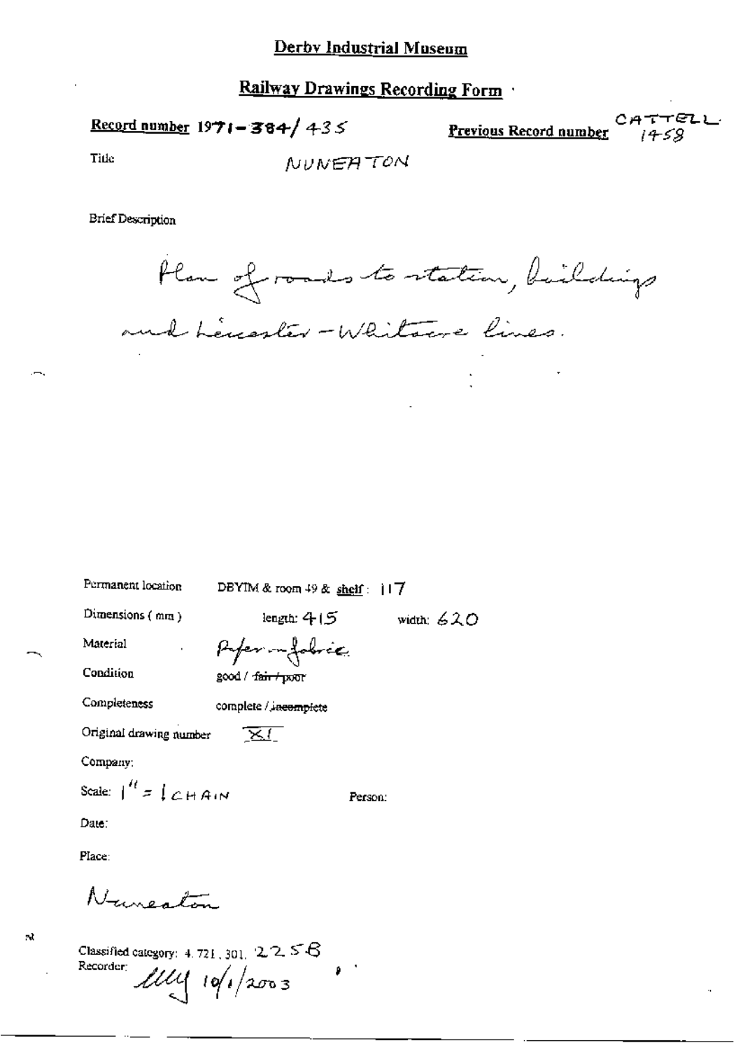# Derby Industrial Museum

## Railway Drawings Recording Form

**Record number** 1971-384/435

**Previous Record number** CATTELL 1458

Title NUNEATON

Brief Description

Plan of roads to station, buildings and Leicester - Whitacre lines.

Permanent location DBYIM & room 49 & shelf: 117

Dimensions (mm) length: 415 width: 620

Material Paper on fabric

Condition good / ~~fair / poor~~

Completeness complete / ~~incomplete~~

Original drawing number XI

Company:

Scale: 1" = 1 CHAIN

Person:

Date:

Place:

Nuneaton

Classified category: 4.721, 301, 2258

Recorder: MUY 10/1/2003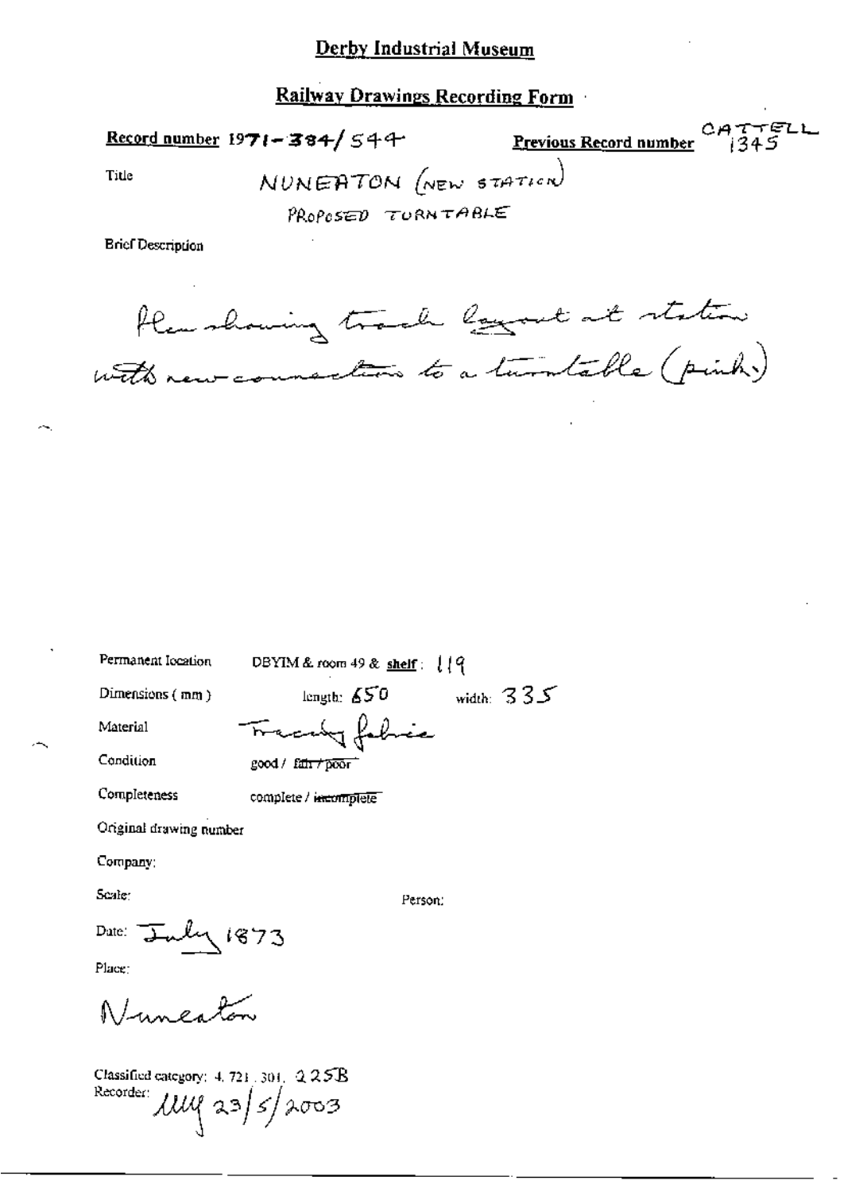# Derby Industrial Museum

## Railway Drawings Recording Form

**Record number** 1971-384/544

**Previous Record number** CATTELL 1345

Title

NUNEATON (NEW STATION)

PROPOSED TURNTABLE

Brief Description

Plan showing track layout at station with new connections to a turntable (pink)

Permanent location: DBYIM & room 49 & **shelf**: 119

Dimensions (mm): length: 650 width: 335

Material: Tracing fabric

Condition: good / ~~fair / poor~~

Completeness: complete / ~~incomplete~~

Original drawing number

Company:

Scale:

Person:

Date: July 1873

Place:

Nuneaton

Classified category: 4.721.301. 225B

Recorder: MM 23/5/2003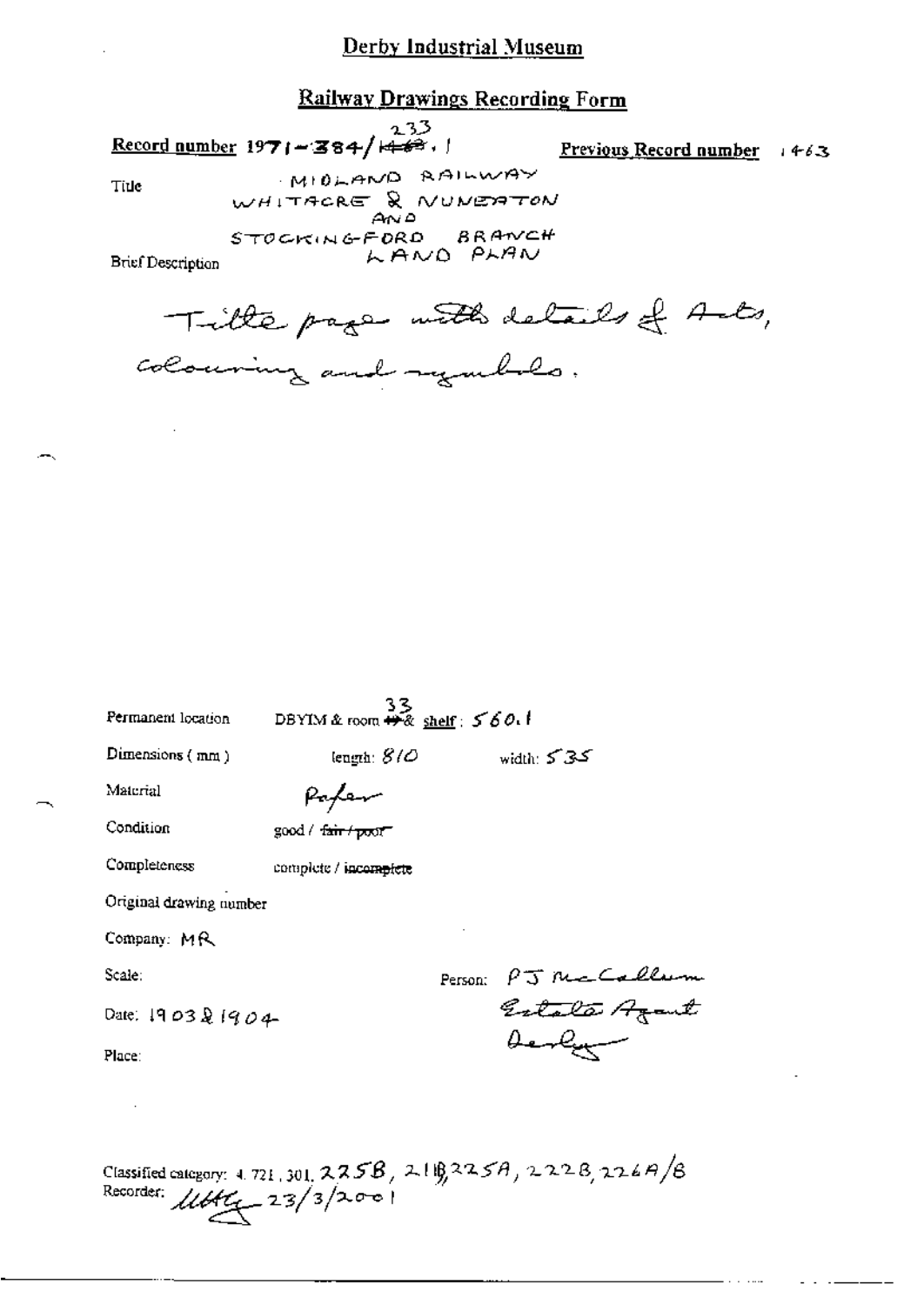Derby Industrial Museum

Railway Drawings Recording Form

Record number 1971-384/233.1 (1463 struck through)

Previous Record number 1463

Title: MIDLAND RAILWAY WHITACRE & NUNEATON AND STOCKINGFORD BRANCH LAND PLAN

Brief Description: Title page with details of Acts, colouring and symbols.

Permanent location: DBYIM & room 33 & shelf: 560.1

Dimensions (mm): length: 810 width: 535

Material: Paper

Condition: good / ~~fair / poor~~

Completeness: complete / ~~incomplete~~

Original drawing number

Company: MR

Scale:

Person: PJ McCallum Estate Agent Derby

Date: 1903 & 1904

Place:

Classified category: 4.721, 301, 225B, 21B, 225A, 222B, 226A/B

Recorder: [signature] 23/3/2001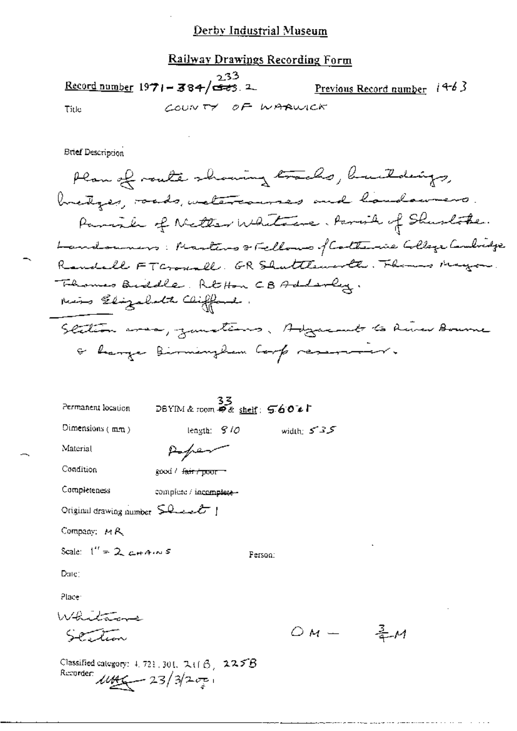# Derby Industrial Museum

## Railway Drawings Recording Form

Record number 1971-384/233.2 Previous Record number 1463

Title COUNTY OF WARWICK

Brief Description

Plan of route showing tracks, buildings, bridges, roads, watercourses and landowners. Parish of Nether Whitacre. Parish of Shustoke. Landowners: Masters & Fellows of Catherine College Cambridge. Randall F T Croxall. G R Shuttleworth. Thomas Mayou. Thomas Biddle. Rt Hon C B Adderley. Miss Elizabeth Clifford.

Station area, junctions. Adjacent to River Bourne & large Birmingham Corp reservoir.

Permanent location DBYIM & room 33 & shelf: 5604F

Dimensions (mm) length: 910 width: 535

Material Paper

Condition good / ~~fair / poor~~

Completeness complete / ~~incomplete~~

Original drawing number Sheet 1

Company: MR

Scale: 1" = 2 chains

Person:

Date:

Place:

Whitacre Station

OM — 3/4M

Classified category: 4.721.301. 211B, 225B

Recorder: 23/3/2001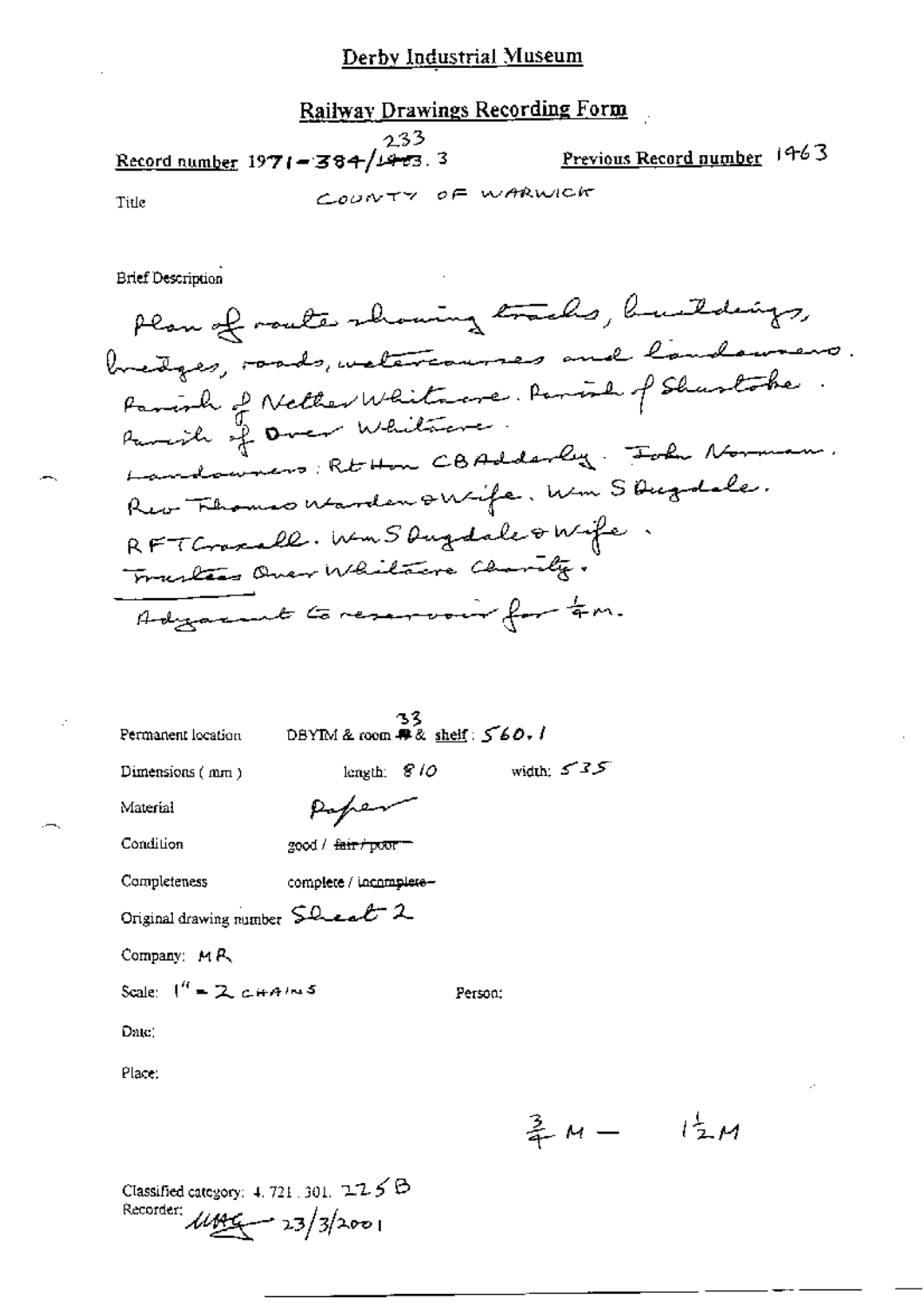# Derby Industrial Museum

## Railway Drawings Recording Form

Record number 1971-384/233.3 ~~1463~~

Previous Record number 1463

Title COUNTY OF WARWICK

Brief Description

Plan of route showing tracks, buildings, bridges, roads, watercourses and landowners. Parish of Nether Whitacre. Parish of Shustoke. Parish of Over Whitacre.
Landowners: Rt Hon CB Adderley. John Norman. Rev Thomas Warden & Wife. Wm S Dugdale. RFT Croxall. Wm S Dugdale & Wife. Trustees Over Whitacre Charity.
Adjacent to reservoir for ¼m.

Permanent location DBYIM & room 33 & shelf: 560.1

Dimensions (mm) length: 810 width: 535

Material Paper

Condition good / ~~fair / poor~~

Completeness complete / ~~incomplete~~

Original drawing number Sheet 2

Company: MR

Scale: 1" = 2 CHAINS

Person:

Date:

Place:

¾ M — 1½ M

Classified category: 4. 721. 301. 225 B

Recorder: [signature] 23/3/2001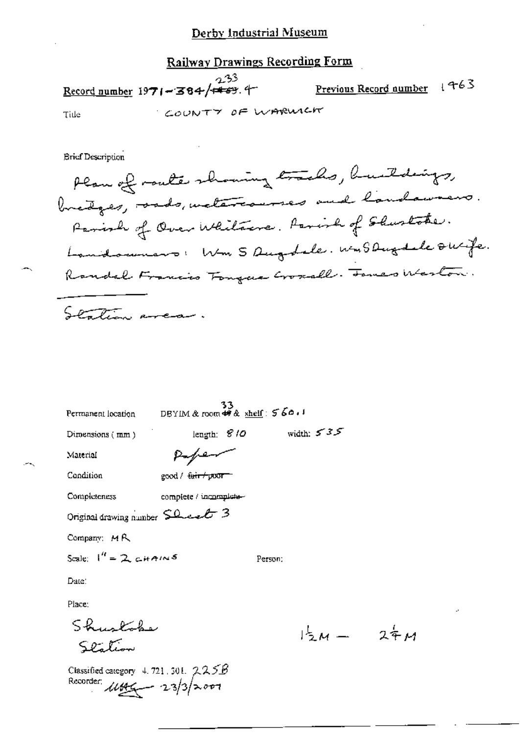Derby Industrial Museum

## Railway Drawings Recording Form

Record number 1971-384/~~1463~~ 233.4

Previous Record number 1463

Title COUNTY OF WARWICK

Brief Description

Plan of route showing tracks, buildings, bridges, roads, watercourses and landowners. Parish of Over Whitacre. Parish of Shustoke. Landowners: Wm S Dugdale. Wm S Dugdale & wife. Randal Francis Tongue Croxall. James Waston.

Station area.

Permanent location DBYIM & room ~~49~~ 33 & shelf: 560.1

Dimensions (mm) length: 810 width: 535

Material Paper

Condition good / ~~fair / poor~~

Completeness complete / ~~incomplete~~

Original drawing number Sheet 3

Company: MR

Scale: 1" = 2 CHAINS

Person:

Date:

Place:

Shustoke Station

1½M — 2¼M

Classified category 4.721.301. 225B

Recorder: [initials] 23/3/2007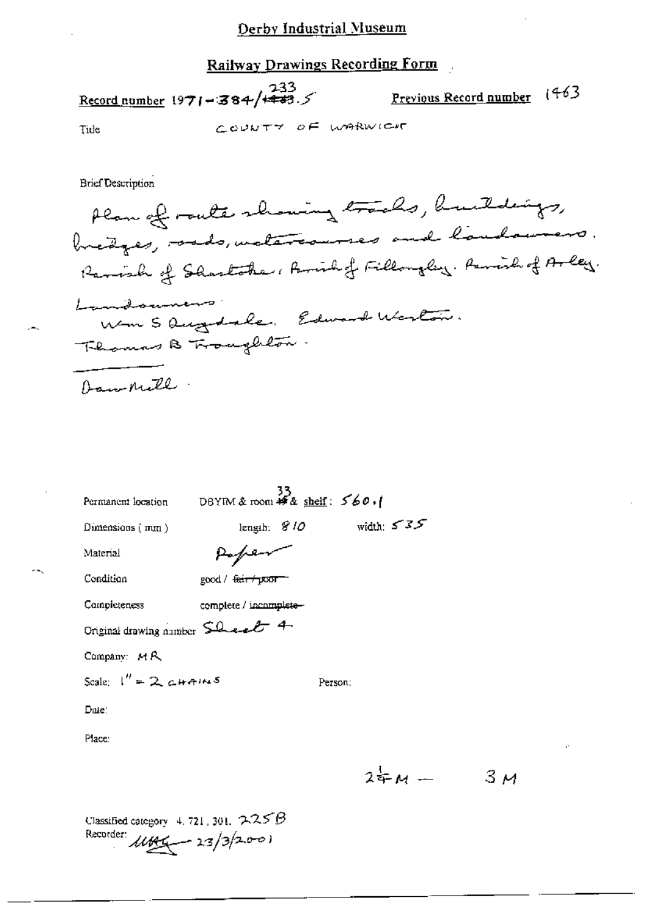# Derby Industrial Museum

## Railway Drawings Recording Form

**Record number** 1971-384/233.5 (1463 struck through) **Previous Record number** 1463

Title COUNTY OF WARWICK

Brief Description

Plan of route showing tracks, buildings, bridges, roads, watercourses and landowners.
Parish of Shustoke. Parish of Fillongley. Parish of Arley.

Landowners:
Wm S Dugdale. Edward Weston.
Thomas B Troughton.

---

Dam Mill.

Permanent location DBYIM & room 33 (49 struck through) & shelf: 560.1

Dimensions (mm) length: 810 width: 535

Material Paper

Condition good / ~~fair / poor~~

Completeness complete / ~~incomplete~~

Original drawing number Sheet 4

Company: MR

Scale: 1" = 2 CHAINS Person:

Date:

Place:

$2\frac{1}{4}$M — 3 M

Classified category 4.721.301. 225B
Recorder: [signature] 23/3/2001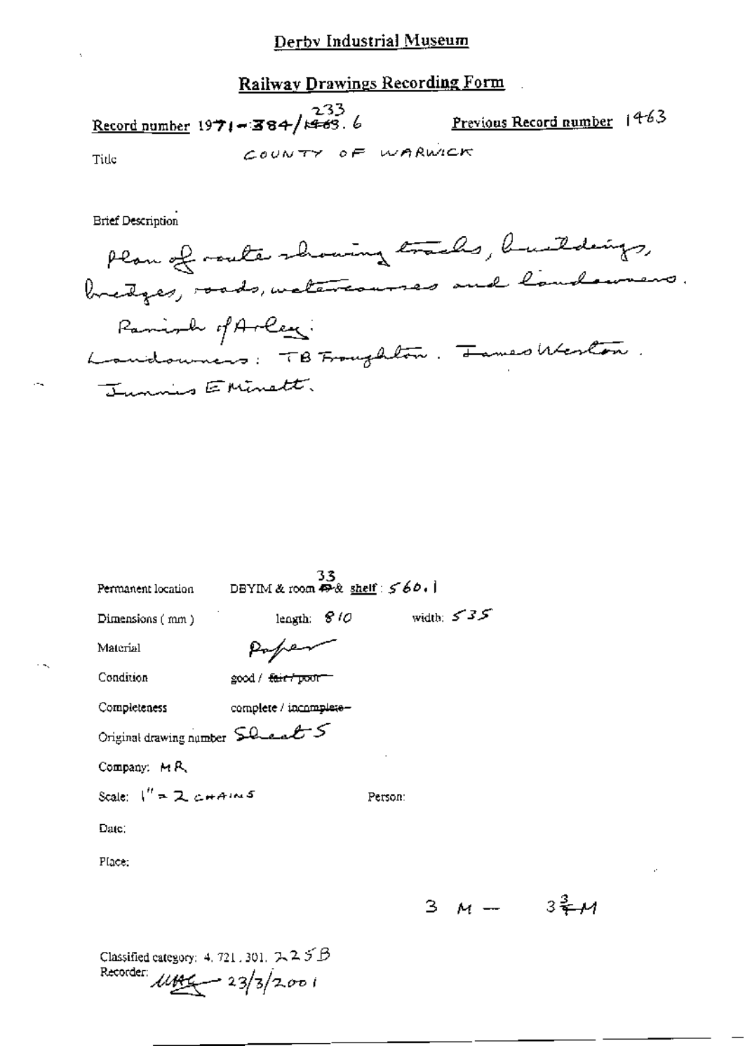# Derby Industrial Museum

## Railway Drawings Recording Form

**Record number** 1971-384/233.6 (corrected from 384/1463.6)

**Previous Record number** 1463

Title: COUNTY OF WARWICK

Brief Description

Plan of route showing tracks, buildings, bridges, roads, watercourses and landowners.

Parish of Arley.

Landowners: TB Troughton. James Weston. Junius E Minett.

Permanent location: DBYIM & room 33 & shelf: 560.1

Dimensions (mm): length: 810 width: 535

Material: Paper

Condition: good / ~~fair / poor~~

Completeness: complete / ~~incomplete~~

Original drawing number: Sheet 5

Company: MR

Scale: 1" = 2 CHAINS

Person:

Date:

Place:

3 M — $3\frac{3}{4}$ M

Classified category: 4.721.301.225B

Recorder: [signature] 23/3/2001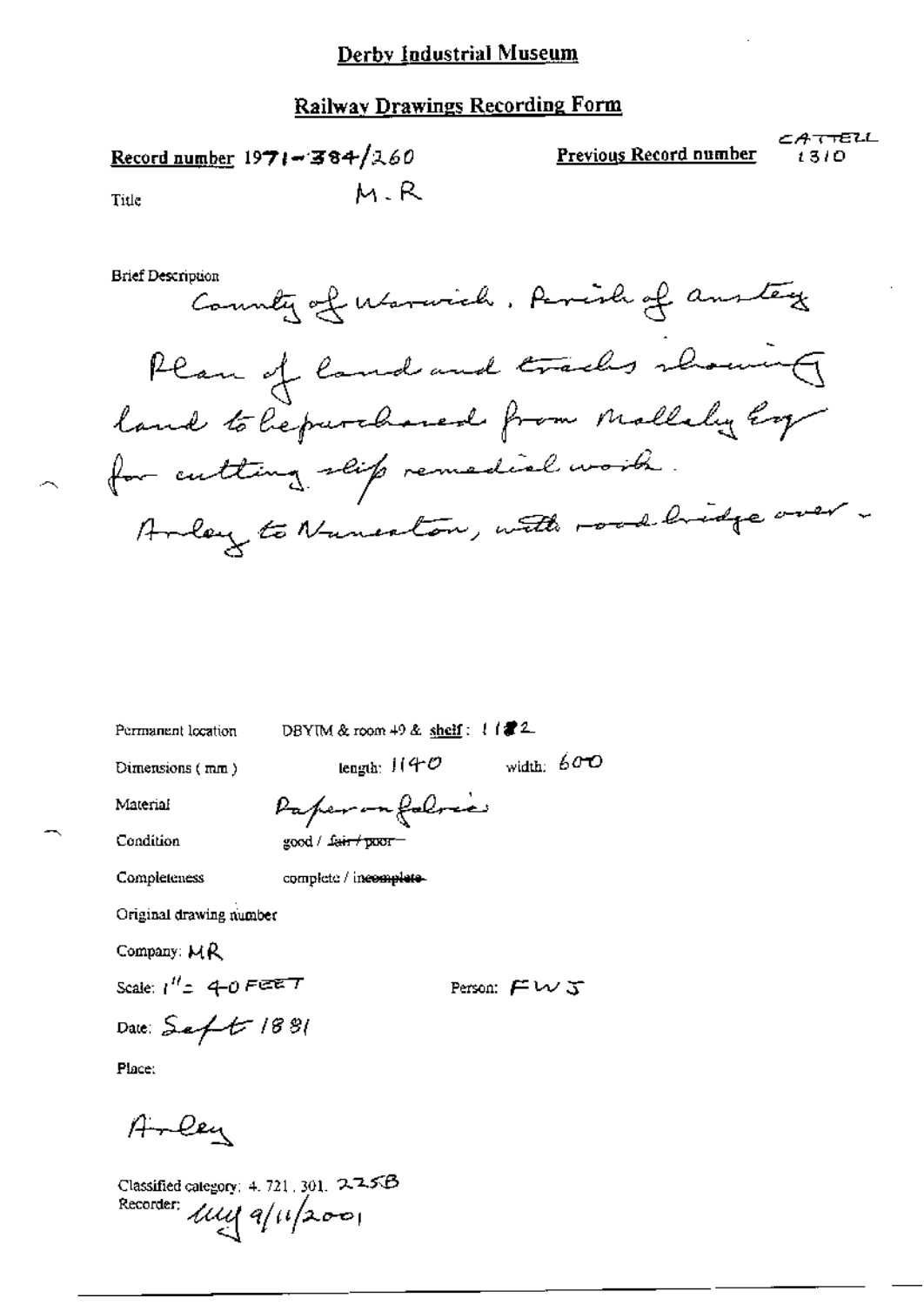# Derby Industrial Museum

## Railway Drawings Recording Form

**Record number** 1971-384/260

**Previous Record number** CATTELL 1310

Title M.R

Brief Description

County of Warwick. Parish of Anstey

Plan of land and tracks showing land to be purchased from Mallaby Esq for cutting slip remedial work.

Arley to Nuneaton, with road bridge over -

Permanent location DBYIM & room 49 & shelf: 11/2

Dimensions (mm) length: 1140 width: 600

Material Paper on fabric

Condition good / ~~fair / poor~~

Completeness complete / ~~incomplete~~

Original drawing number

Company: MR

Scale: 1" = 40 FEET

Person: FWJ

Date: Sept 1881

Place:

Arley

Classified category: 4. 721. 301. 225B

Recorder: MY 9/11/2001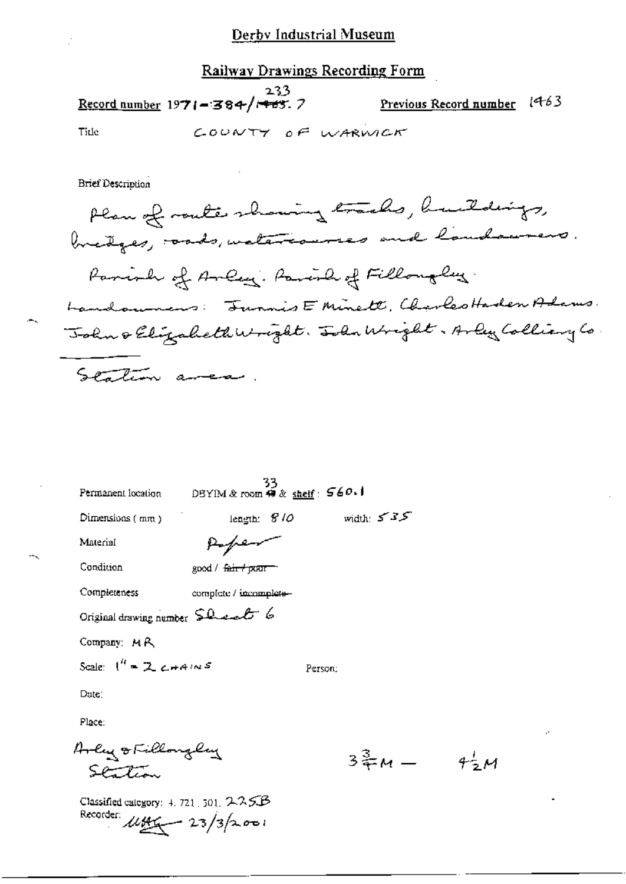# Derby Industrial Museum

## Railway Drawings Recording Form

**Record number** 1971-384/233.7 (~~1463~~) **Previous Record number** 1463

Title COUNTY OF WARWICK

Brief Description

Plan of route showing tracks, buildings, bridges, roads, watercourses and landowners.
Parish of Arley. Parish of Fillongley.
Landowners: Francis E Minett, Charles Haden Adams.
John & Elizabeth Wright. John Wright. Arley Colliery Co.

Station area.

Permanent location DBYIM & room 33 (~~49~~) & shelf: 560.1

Dimensions (mm) length: 810 width: 535

Material Paper

Condition good / ~~fair / poor~~

Completeness complete / ~~incomplete~~

Original drawing number Sheet 6

Company: MR

Scale: 1" = 2 CHAINS Person:

Date:

Place:

Arley & Fillongley Station $3\frac{3}{4}M$ — $4\frac{1}{2}M$

Classified category: 4.721.301.225B

Recorder: MHG 23/3/2001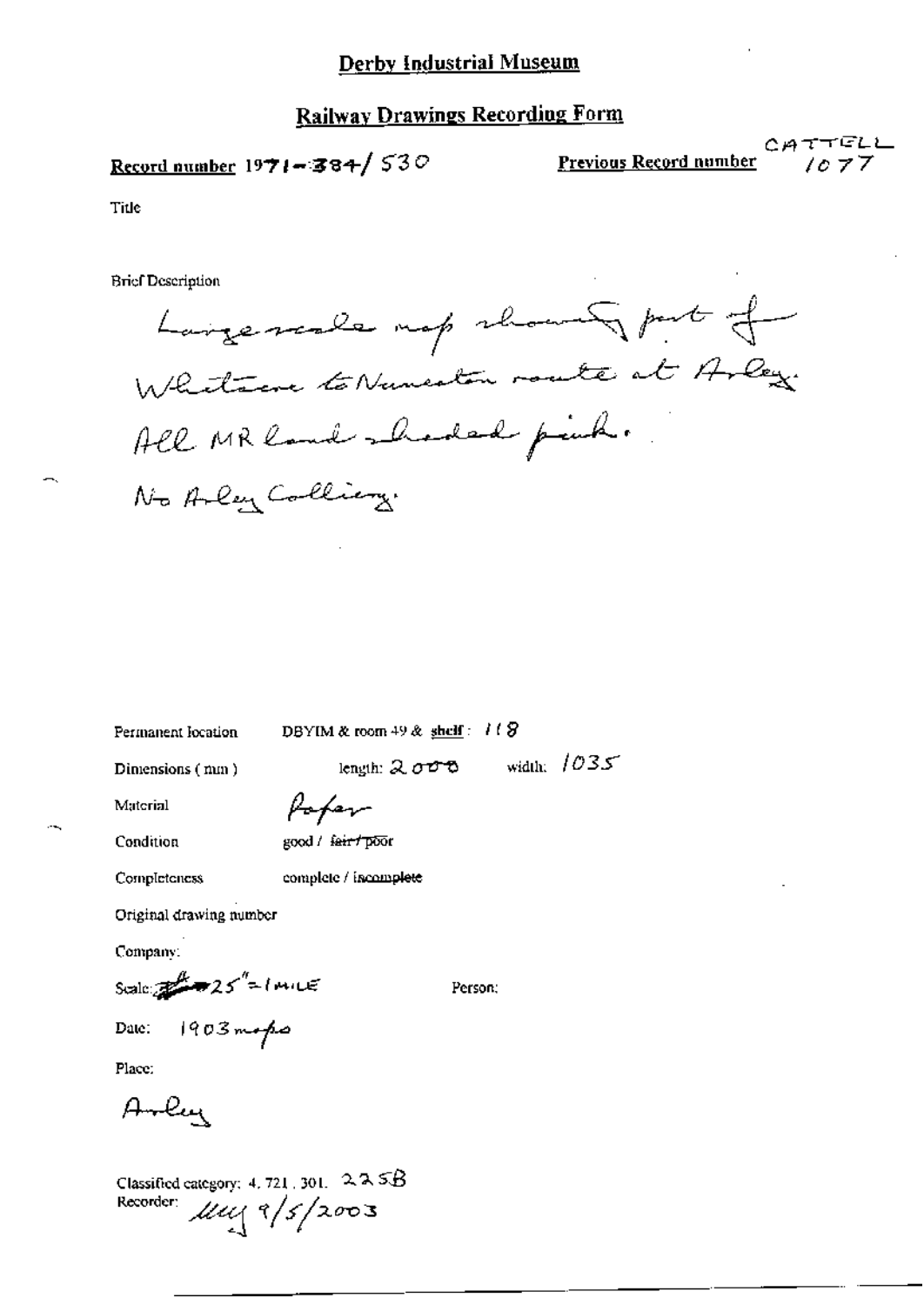# Derby Industrial Museum

## Railway Drawings Recording Form

**Record number** 1971-384/530

**Previous Record number** CATTELL 1077

Title

Brief Description

Large scale map showing part of Whitacre to Nuneaton route at Arley. All MR land shaded pink. No Arley Colliery.

Permanent location DBYIM & room 49 & shelf: 118

Dimensions (mm) length: 2000 width: 1035

Material Paper

Condition good / ~~fair / poor~~

Completeness complete / ~~incomplete~~

Original drawing number

Company:

Scale: 25" = 1 MILE

Person:

Date: 1903 maps

Place:

Arley

Classified category: 4. 721. 301. 225B

Recorder: 9/5/2003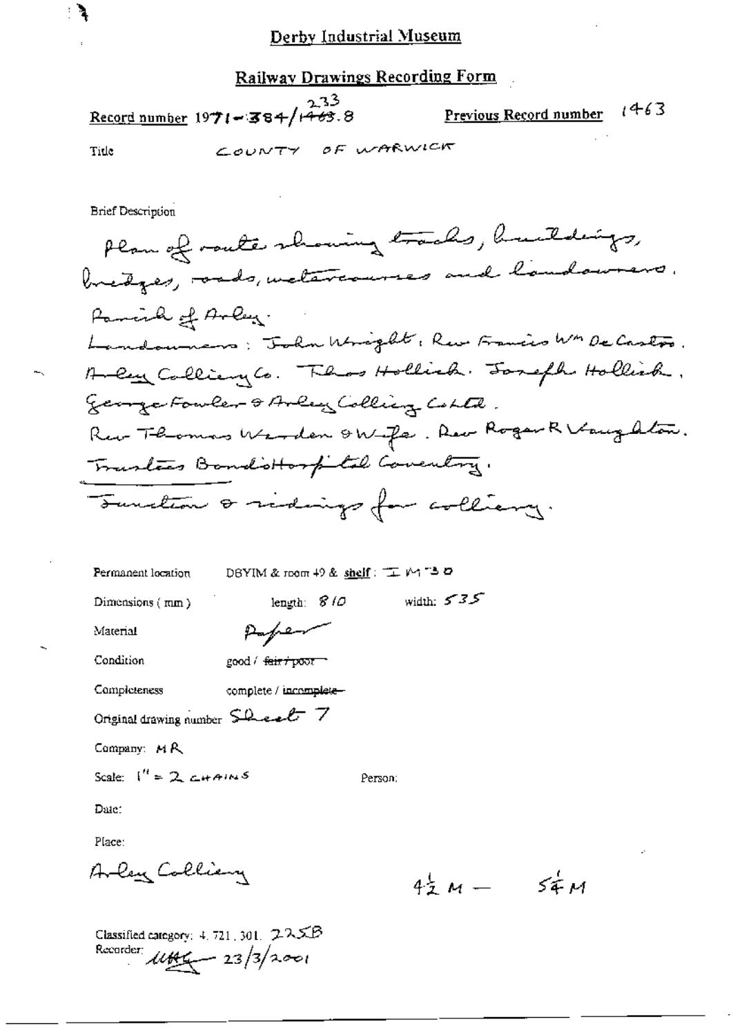Derby Industrial Museum

## Railway Drawings Recording Form

**Record number** 1971-384/~~1463~~ 233.8 **Previous Record number** 1463

Title COUNTY OF WARWICK

Brief Description

Plan of route showing tracks, buildings, bridges, roads, watercourses and landowners.
Parish of Arley.
Landowners: John Wright, Rev Francis Wm De Castro. Arley Colliery Co. Thos Hollick. Joseph Hollick. George Fowler & Arley Colliery Co Ltd.
Rev Thomas Warden & Wife. Rev Roger R Vaughton.
Trustees Bond's Hospital Coventry.
Junction & sidings for colliery.

Permanent location DBYIM & room 49 & **shelf**: I M 30

Dimensions (mm) length: 810 width: 535

Material Paper

Condition good / ~~fair / poor~~

Completeness complete / ~~incomplete~~

Original drawing number Sheet 7

Company: MR

Scale: 1" = 2 CHAINS Person:

Date:

Place:

Arley Colliery $4\frac{1}{2}$ M — $5\frac{1}{4}$ M

Classified category: 4. 721. 301. 225B

Recorder: [signature] 23/3/2001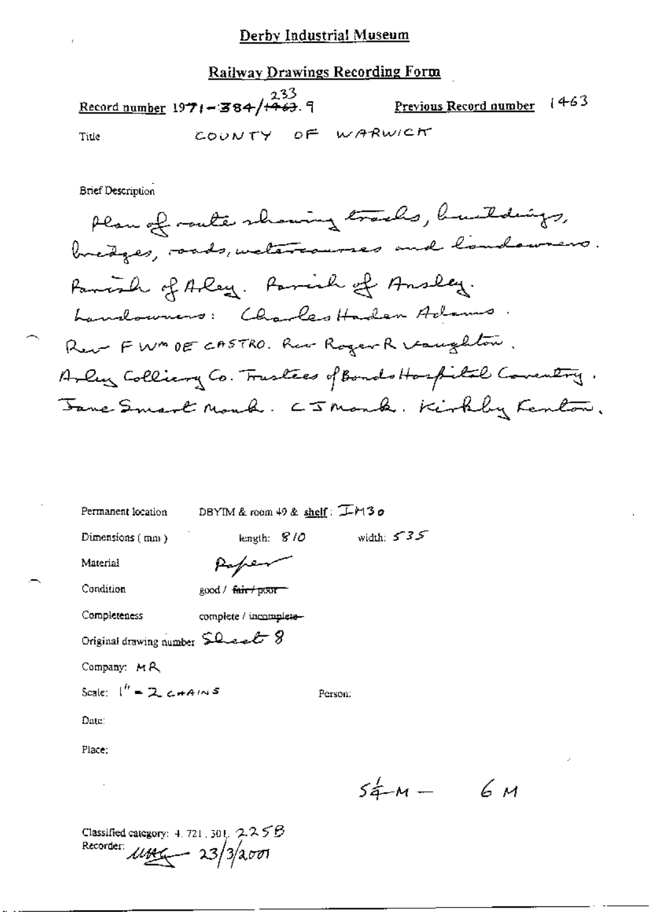# Derby Industrial Museum

## Railway Drawings Recording Form

Record number 1971-384/~~1463~~ 233.9  Previous Record number 1463

Title COUNTY OF WARWICK

Brief Description

Plan of route showing tracks, buildings, bridges, roads, watercourses and landowners. Parish of Arley. Parish of Ansley. Landowners: Charles Harden Adams. Rev F Wm DE CASTRO. Rev Roger R Vaughton. Arley Colliery Co. Trustees of Bonds Hospital Coventry. Jane Smart Monk. C J Monk. Kirkby Fenton.

Permanent location DBYIM & room 49 & shelf: IM30

Dimensions (mm) length: 810 width: 535

Material Paper

Condition good / ~~fair / poor~~

Completeness complete / ~~incomplete~~

Original drawing number Sheet 8

Company: MR

Scale: 1" = 2 CHAINS Person:

Date:

Place:

$5\frac{1}{4}$M — 6M

Classified category: 4.721.301. 225B

Recorder: [signature] 23/3/2001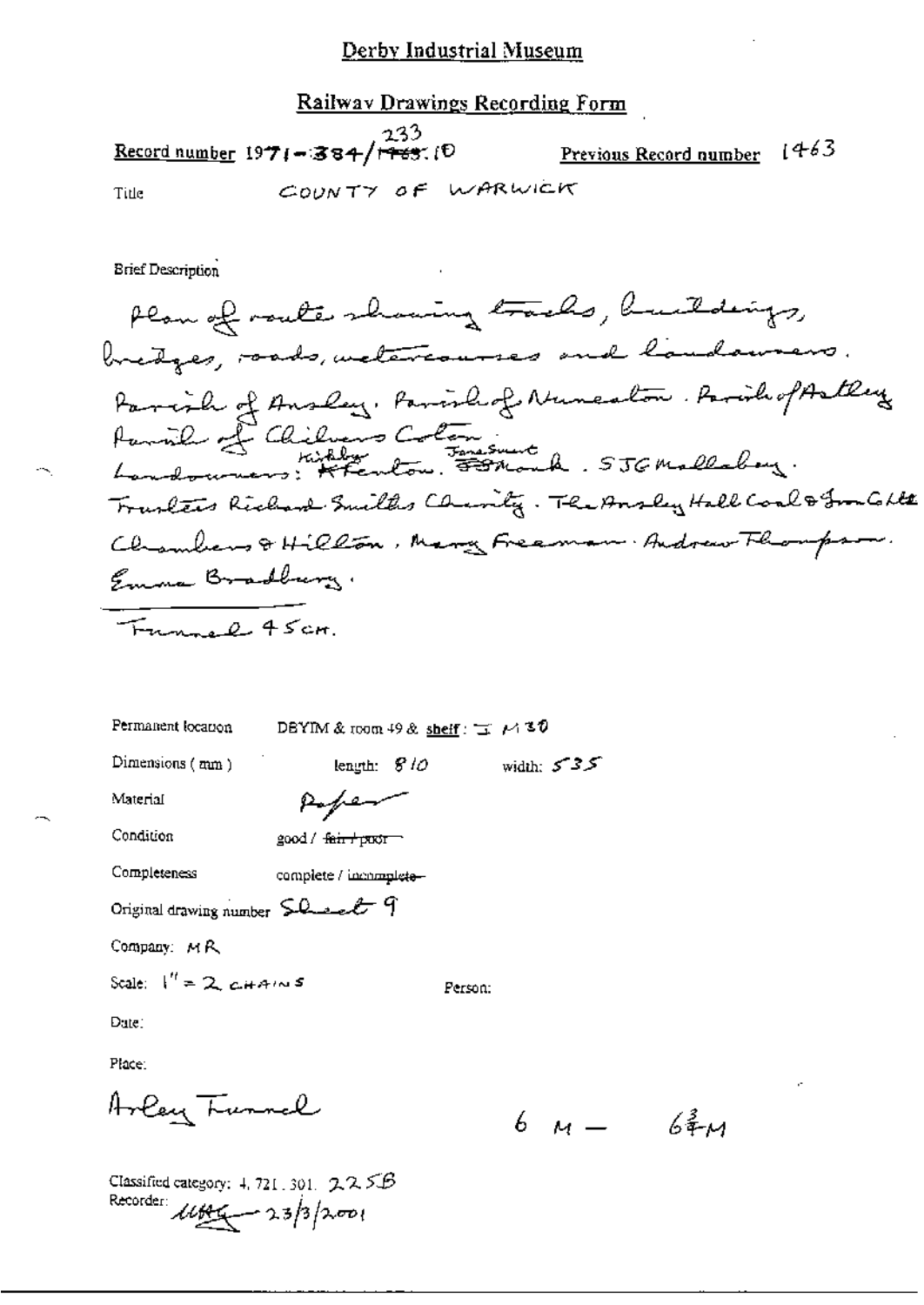# Derby Industrial Museum

## Railway Drawings Recording Form

**Record number** 1971-384/233.10 (233 written above struck-through number)

**Previous Record number** 1463

**Title** COUNTY OF WARWICK

**Brief Description**

Plan of route showing tracks, buildings, bridges, roads, watercourses and landowners. Parish of Ansley. Parish of Nuneaton. Parish of Astley. Parish of Chilvers Coton. Landowners: Kirkby (written above struck-through "A Fenton"). Jane Smart (written above struck-through "F S Monk"). S J G Mallabey. Trustees Richard Smiths Charity. The Ansley Hall Coal & Iron Co Ltd. Chambers & Hillon. Mary Freeman. Andrew Thompson. Emma Bradbury.

Tunnel 45cm.

Permanent location: DBYIM & room 49 & **shelf**: I M 30

Dimensions (mm): length: 810 width: 535

Material: Paper

Condition: good / ~~fair / poor~~

Completeness: complete / ~~incomplete~~

Original drawing number: Sheet 9

Company: MR

Scale: 1" = 2 CHAINS

Person:

Date:

Place:

Arley Tunnel

6 M — 6¾ M

Classified category: 4. 721. 301. 225B

Recorder: [signature] 23/3/2001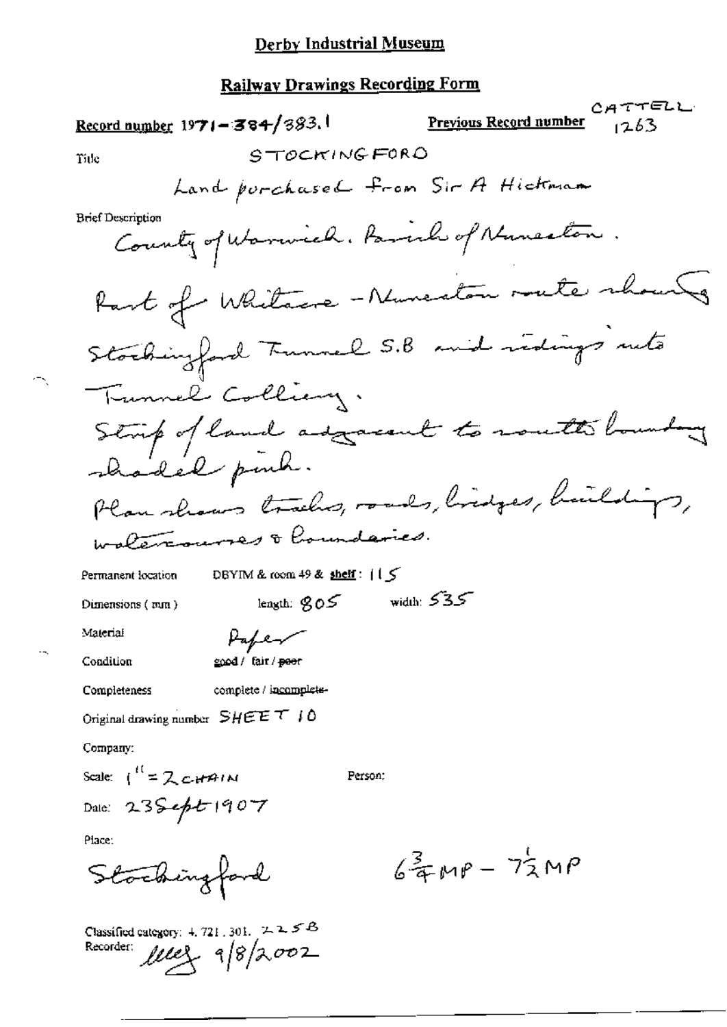# Derby Industrial Museum

## Railway Drawings Recording Form

**Record number** 1971-384/383.1  **Previous Record number** CATTELL 1263

Title: STOCKINGFORD

Land purchased from Sir A Hickman

Brief Description

County of Warwick. Parish of Nuneaton.

Part of Whitacre - Nuneaton route showing Stockingford Tunnel S.B and sidings into Tunnel Colliery.

Strip of land adjacent to south boundary shaded pink.

Plan shows tracks, roads, bridges, buildings, watercourses & boundaries.

Permanent location: DBYIM & room 49 & shelf: 115

Dimensions (mm): length: 805  width: 535

Material: Paper

Condition: good / fair / ~~poor~~

Completeness: complete / ~~incomplete~~

Original drawing number: SHEET 10

Company:

Scale: 1" = 2 CHAIN  Person:

Date: 23 Sept 1907

Place:

Stockingford  $6\frac{3}{4}$ MP – $7\frac{1}{2}$ MP

Classified category: 4. 721. 301. 225B

Recorder: lllef 9/8/2002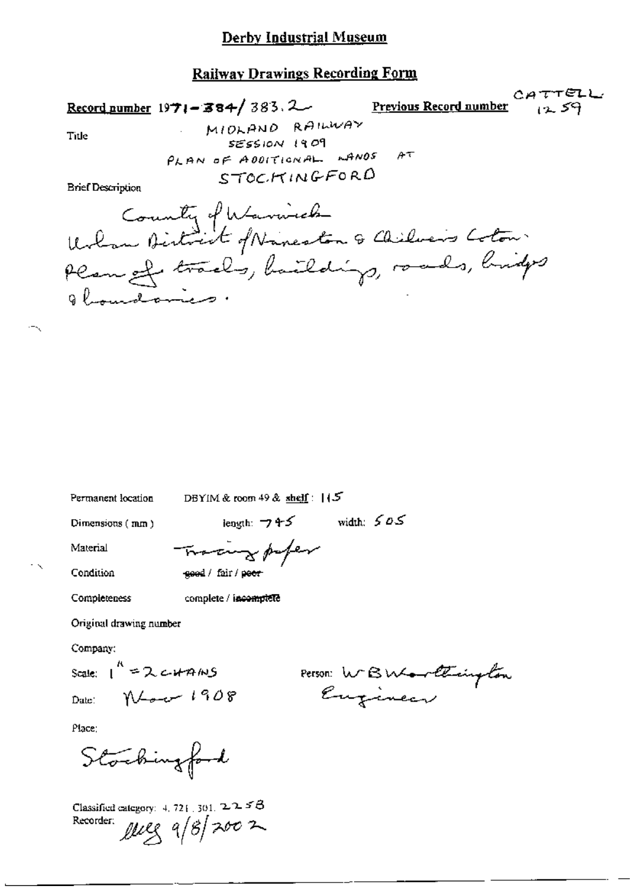# Derby Industrial Museum

## Railway Drawings Recording Form

**Record number** 1971-384/383.2 **Previous Record number** CATTELL 1259

Title MIDLAND RAILWAY SESSION 1909 PLAN OF ADDITIONAL LANDS AT STOCKINGFORD

Brief Description

County of Warwick
Urban District of Nuneaton & Chilvers Coton.
Plan of tracks, buildings, roads, bridges & boundaries.

Permanent location DBYIM & room 49 & shelf: 115

Dimensions (mm) length: 745 width: 505

Material Tracing paper

Condition ~~good~~ / fair / ~~poor~~

Completeness complete / ~~incomplete~~

Original drawing number

Company:

Scale: 1" = 2 CHAINS

Date: Nov 1908

Person: W B Worthington Engineer

Place:

Stockingford

Classified category: 4.721.301.225B

Recorder: lleg 9/8/2002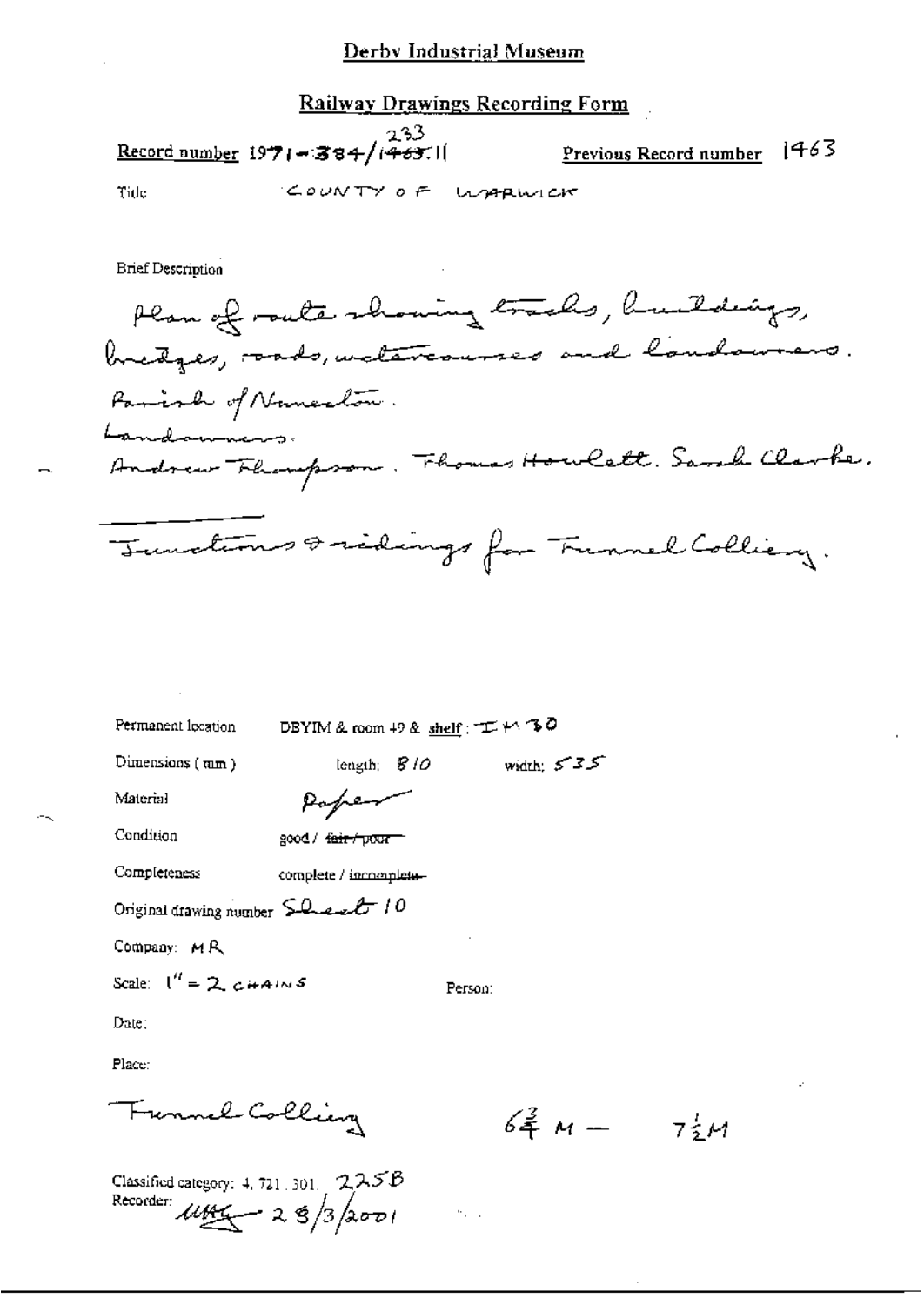# Derby Industrial Museum

## Railway Drawings Recording Form

Record number 1971-384/233.1 ~~1463.1~~  Previous Record number 1463

Title  COUNTY OF WARWICK

Brief Description

Plan of route showing tracks, buildings, bridges, roads, watercourses and landowners.
Parish of Nuneaton.
Landowners.
Andrew Thompson. Thomas Howlett. Sarah Clarke.

Junctions & sidings for Tunnel Colliery.

Permanent location  DBYIM & room 49 & shelf: IM 30

Dimensions (mm)  length: 810  width: 535

Material  Paper

Condition  good / ~~fair / poor~~

Completeness  complete / ~~incomplete~~

Original drawing number  Sheet 10

Company: MR

Scale: 1" = 2 CHAINS  Person:

Date:

Place:

Tunnel Colliery  $6\frac{3}{4}$ M — $7\frac{1}{2}$M

Classified category: 4. 721. 301. 225B

Recorder: UHG 28/3/2001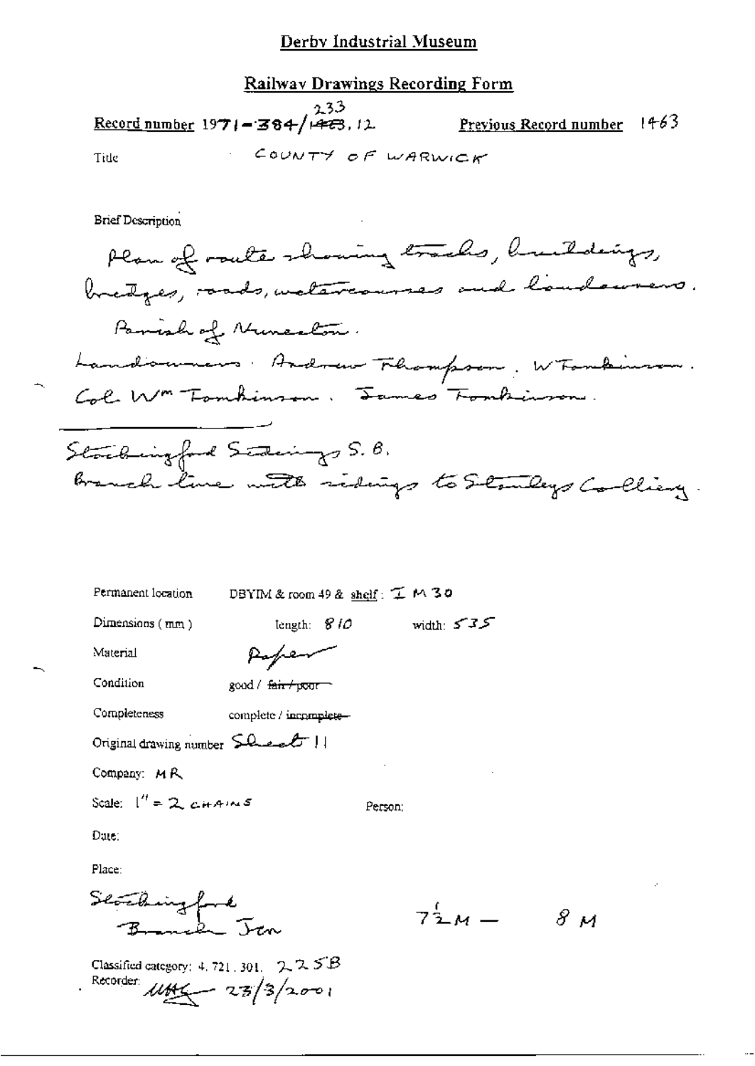# Derby Industrial Museum

## Railway Drawings Recording Form

**Record number** 1971-384/233.12 (~~1463~~) **Previous Record number** 1463

Title COUNTY OF WARWICK

Brief Description

Plan of route showing tracks, buildings, bridges, roads, watercourses and landowners.

Parish of Nuneaton.

Landowners: Andrew Thompson. W Tomkinson. Col. Wm Tomkinson. James Tomkinson.

Stockingford Sidings S. B.

Branch line with sidings to Stanleys Colliery.

Permanent location DBYIM & room 49 & shelf: I M 30

Dimensions (mm) length: 810 width: 535

Material Paper

Condition good / ~~fair / poor~~

Completeness complete / ~~incomplete~~

Original drawing number Sheet 11

Company: MR

Scale: 1" = 2 CHAINS

Person:

Date:

Place:

Stockingford Branch Jcn

$7\frac{1}{2}$M — 8 M

Classified category: 4. 721. 301. 225B

Recorder: [signature] 23/3/2001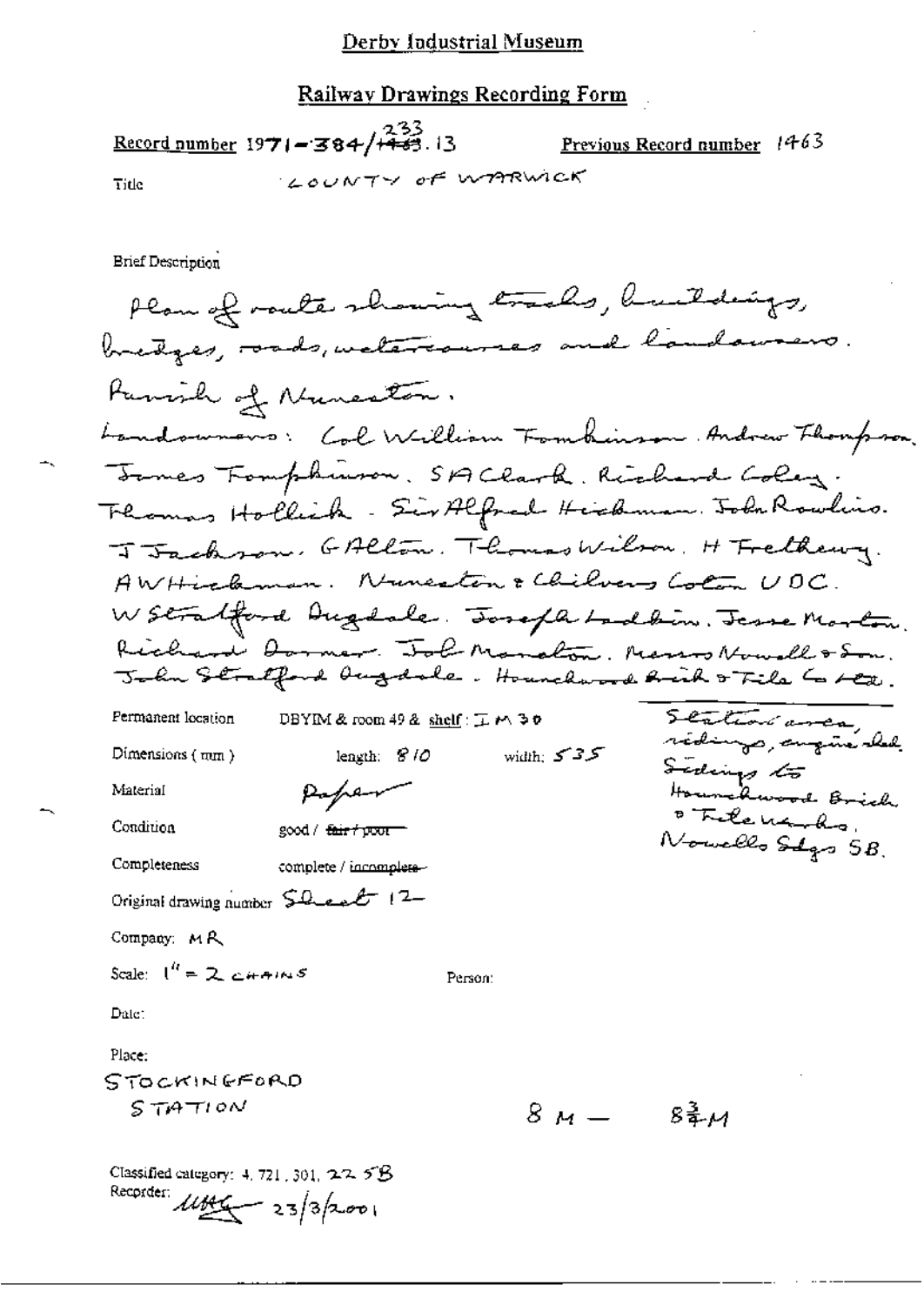Derby Industrial Museum

## Railway Drawings Recording Form

Record number 1971-384/~~1463~~ 233.13 Previous Record number 1463

Title COUNTY OF WARWICK

Brief Description

Plan of route showing tracks, buildings, bridges, roads, watercourses and landowners.

Parish of Nuneaton.

Landowners: Col William Tomkinson. Andrew Thompson. James Tomphinson. SA Clark. Richard Coley. Thomas Hollick. Sir Alfred Hickman. John Rawlins. J Jackson. G Allton. Thomas Wilson. H Trethewy. AW Hickman. Nuneaton & Chilvers Coton UDC. W Stratford Dugdale. Joseph Ladkin. Jesse Morton. Richard Dormer. Job Monalton. Messrs Nowell & Son. John Stratford Dugdale. Hounchwood Brick & Tile Co Ltd.

Permanent location DBYIM & room 49 & shelf: I M 30

Dimensions (mm) length: 810 width: 535

Material Paper

Condition good / ~~fair / poor~~

Completeness complete / ~~incomplete~~

Original drawing number Sheet 12

Company: MR

Scale: 1" = 2 CHAINS

Person:

Date:

Place:

STOCKINGFORD STATION

8 M — 8 3/4 M

Station area, sidings, engine shed. Sidings to Hounchwood Brick & Tile works, Nowells Sdgs SB.

Classified category: 4.721.301.22 5B

Recorder: [signature] 23/3/2001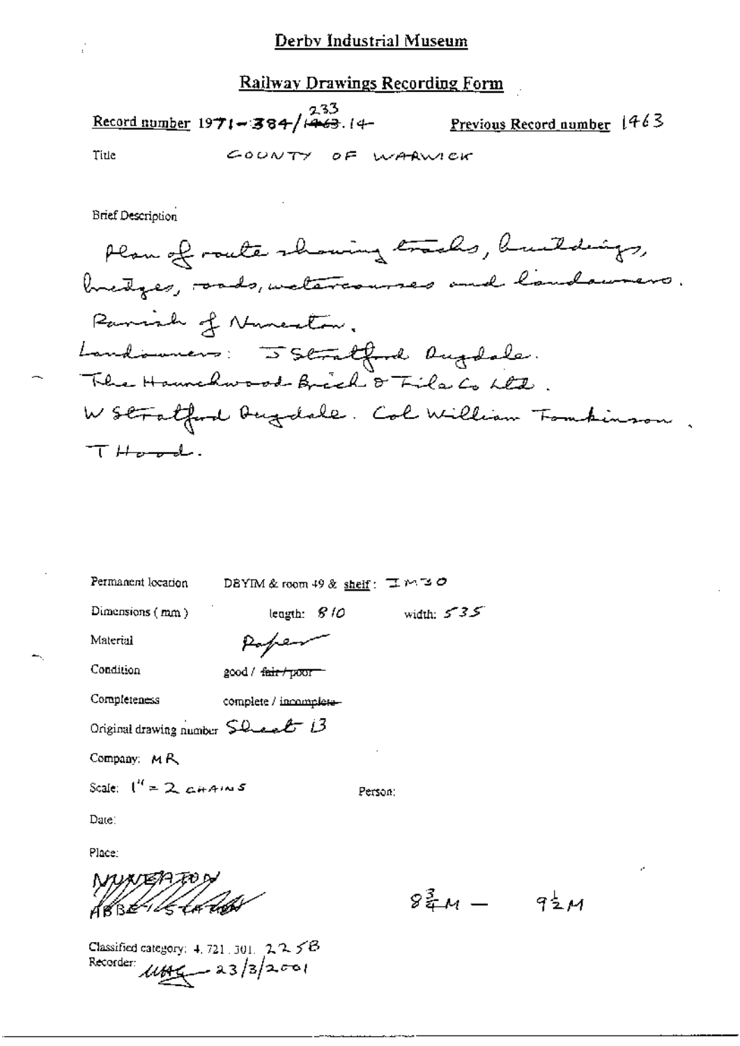# Derby Industrial Museum

## Railway Drawings Recording Form

Record number 1971-384/~~1463~~ 233.14 Previous Record number 1463

Title COUNTY OF WARWICK

Brief Description

Plan of route showing tracks, buildings, bridges, roads, watercourses and landowners.
Parish of Nuneaton.
Landowners: J Stratford Dugdale.
The Haunchwood Brick & Tile Co Ltd.
W Stratford Dugdale. Col William Tomkinson.
T Hood.

Permanent location DBYIM & room 49 & shelf: IM30

Dimensions (mm) length: 810 width: 535

Material Paper

Condition good / ~~fair / poor~~

Completeness complete / ~~incomplete~~

Original drawing number Sheet 13

Company: MR

Scale: 1" = 2 CHAINS

Person:

Date:

Place:

NUNEATON
ABBEY STREET

$8\frac{3}{4}M - 9\frac{1}{2}M$

Classified category: 4.721.301. 2258

Recorder: MHG 23/3/2001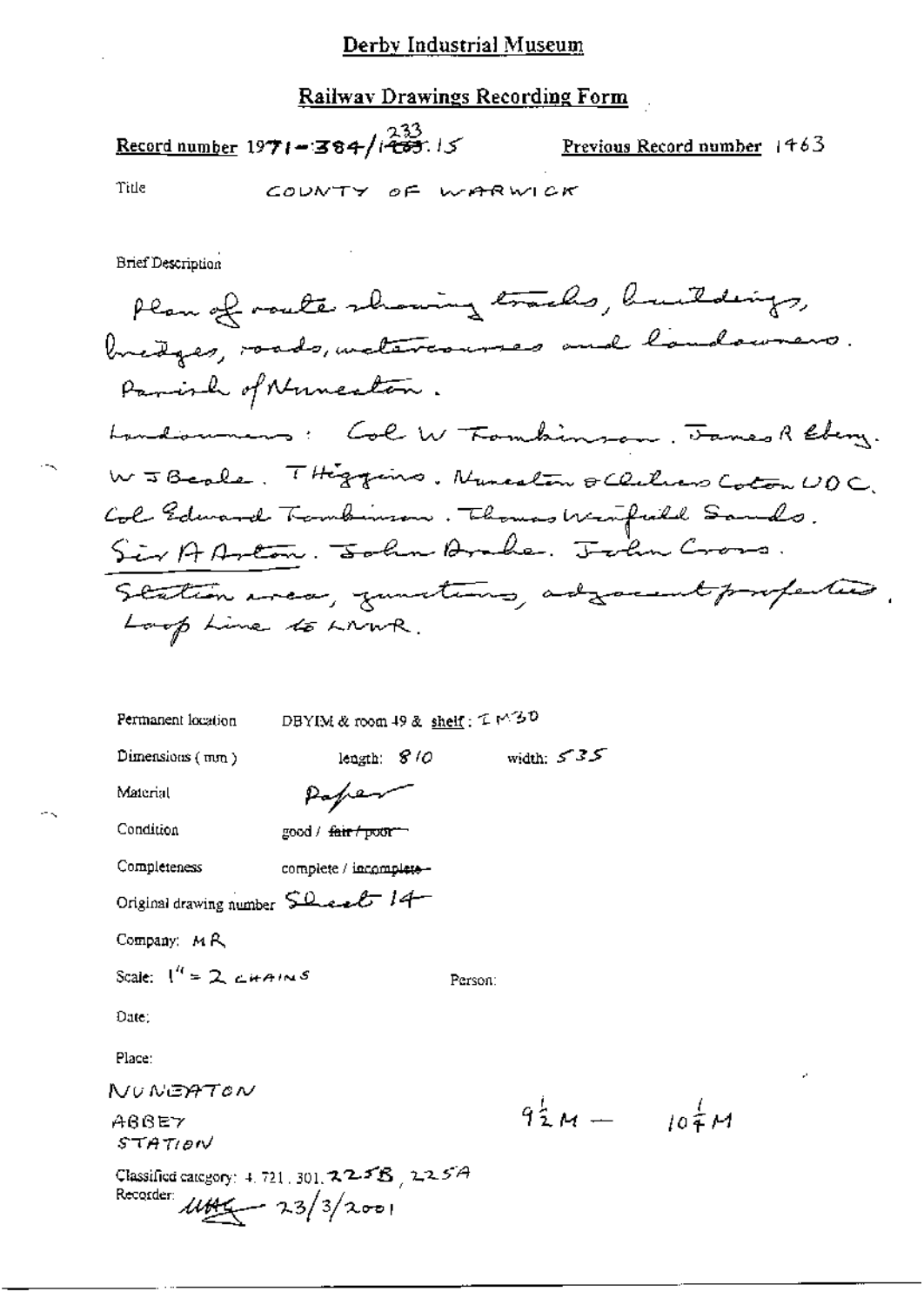# Derby Industrial Museum

## Railway Drawings Recording Form

**Record number** 1971-384/1233.15 **Previous Record number** 1463

Title COUNTY OF WARWICK

Brief Description

Plan of route showing tracks, buildings, bridges, roads, watercourses and landowners. Parish of Nuneaton.

Landowners: Col W Tomkinson. James R Ebery. W J Beale. T Higgins. Nuneaton & Chilvers Coton UDC. Col Edward Tomkinson. Thomas Winfield Sands. Sir A Aston. John Drake. John Cross.

Station area, junctions, adjacent properties. Loop Line to LNWR.

Permanent location DBYIM & room 49 & shelf: I M30

Dimensions (mm) length: 810 width: 535

Material Paper

Condition good / ~~fair / poor~~

Completeness complete / ~~incomplete~~

Original drawing number Sheet 14

Company: MR

Scale: 1" = 2 CHAINS

Person:

Date:

Place:

NUNEATON

ABBEY STATION

$9\frac{1}{2}$ M — $10\frac{1}{4}$ M

Classified category: 4.721.301.225B, 225A

Recorder: UAG 23/3/2001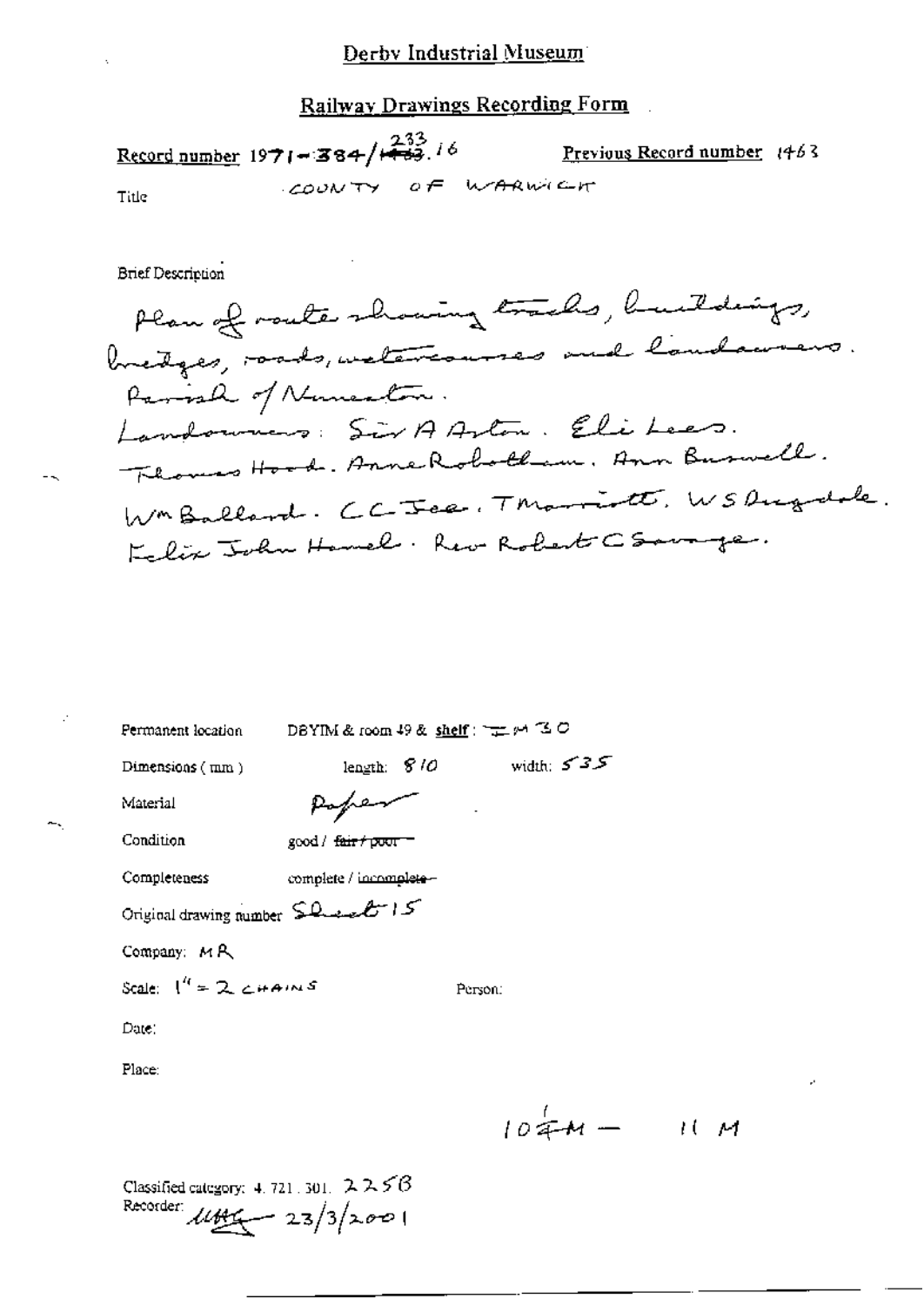# Derby Industrial Museum

## Railway Drawings Recording Form

Record number 1971-384/~~1463~~ 233.16 Previous Record number 1463

Title COUNTY OF WARWICK

Brief Description

Plan of route showing tracks, buildings, bridges, roads, watercourses and landowners. Parish of Nuneaton. Landowners: Sir A Aston. Eli Lees. Thomas Hood. Anne Robotham. Ann Buswell. Wm Ballard. CC Iee. T Marriott. WS Dugdale. Felix John Hamel. Rev Robert C Savage.

Permanent location DBYIM & room 49 & shelf: IM 30

Dimensions (mm) length: 810 width: 535

Material Paper

Condition good / ~~fair / poor~~

Completeness complete / ~~incomplete~~

Original drawing number Sheet 15

Company: MR

Scale: 1" = 2 CHAINS Person:

Date:

Place:

$10\frac{1}{4}$M — 11 M

Classified category: 4. 721. 301. 225B

Recorder: [signature] 23/3/2001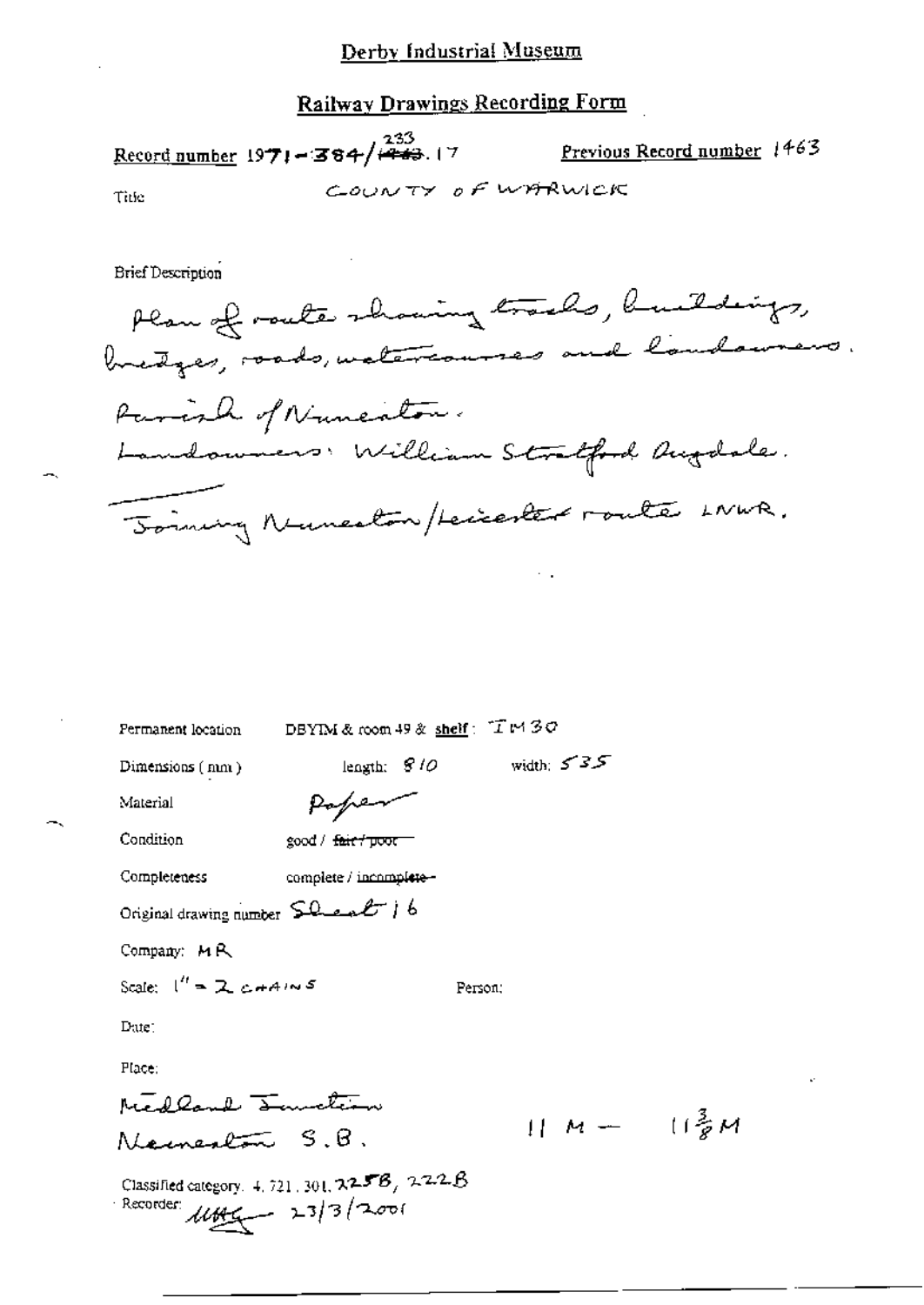# Derby Industrial Museum

## Railway Drawings Recording Form

Record number 1971-384/~~1463~~ 233.17 Previous Record number 1463

Title COUNTY OF WARWICK

Brief Description

Plan of route showing tracks, buildings, bridges, roads, watercourses and landowners.

Parish of Nuneaton.

Landowners: William Stratford Dugdale.

Joining Nuneaton/Leicester route LNWR.

Permanent location DBYIM & room 49 & shelf: IM30

Dimensions (mm) length: 810 width: 535

Material Paper

Condition good / ~~fair / poor~~

Completeness complete / ~~incomplete~~

Original drawing number Sheet 16

Company: MR

Scale: 1" = 2 CHAINS Person:

Date:

Place:

Midland Junction

Nuneaton S.B. 11 M — $11\frac{3}{8}$ M

Classified category: 4, 721, 301, 225B, 222B

Recorder: MHG 23/3/2001